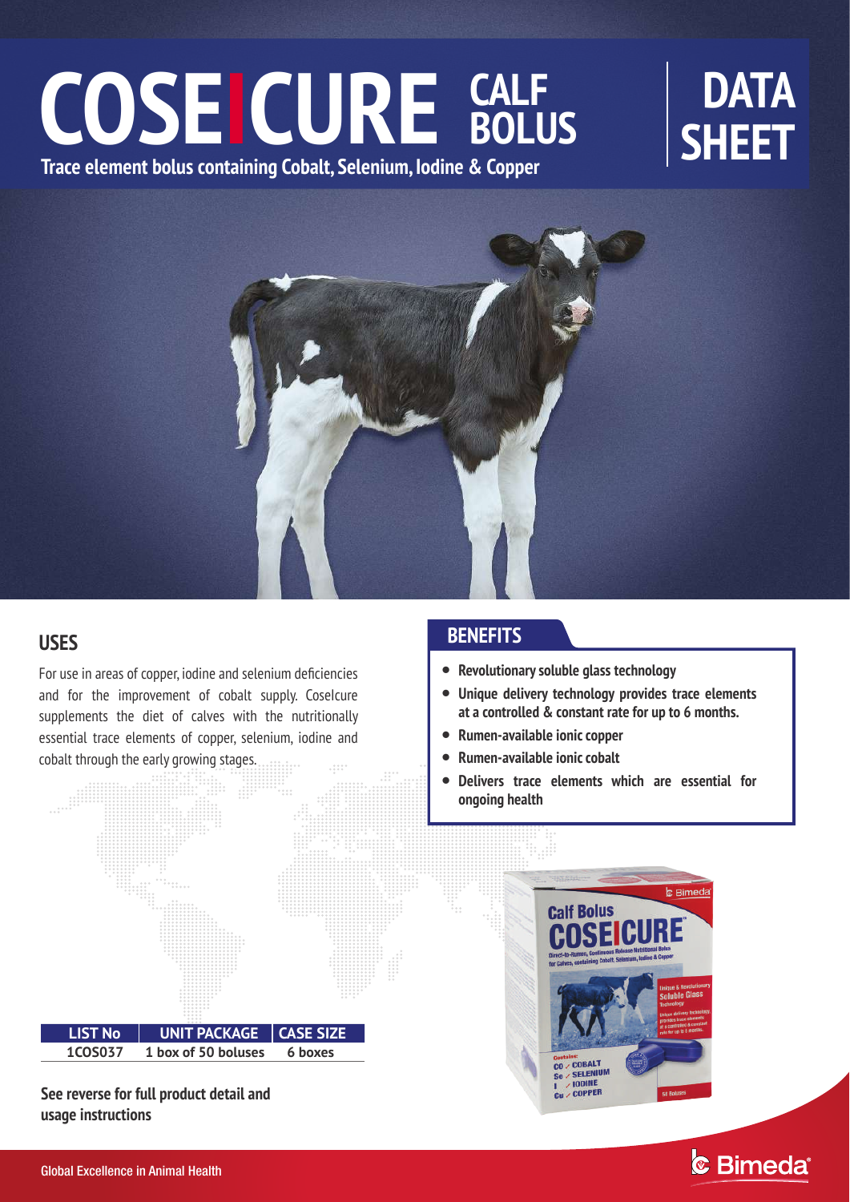# COSEICURE CALF BOLUS

# DATA SHEET

**Trace element bolus containing Cobalt, Selenium, Iodine & Copper**

## USES

For use in areas of copper, iodine and selenium deficiencies and for the improvement of cobalt supply. CoseIcure supplements the diet of calves with the nutritionally essential trace elements of copper, selenium, iodine and cobalt through the early growing stages.

## BENEFITS

- **Revolutionary soluble glass technology**
- **Unique delivery technology provides trace elements at a controlled & constant rate for up to 6 months.**
- **Rumen-available ionic copper**
- **Rumen-available ionic cobalt**
- **Delivers trace elements which are essential for ongoing health**

| LIST No | UNIT PACKAGE | CASE SIZE |
| --- | --- | --- |
| 1COS037 | 1 box of 50 boluses | 6 boxes |

**See reverse for full product detail and usage instructions**

Global Excellence in Animal Health

Bimeda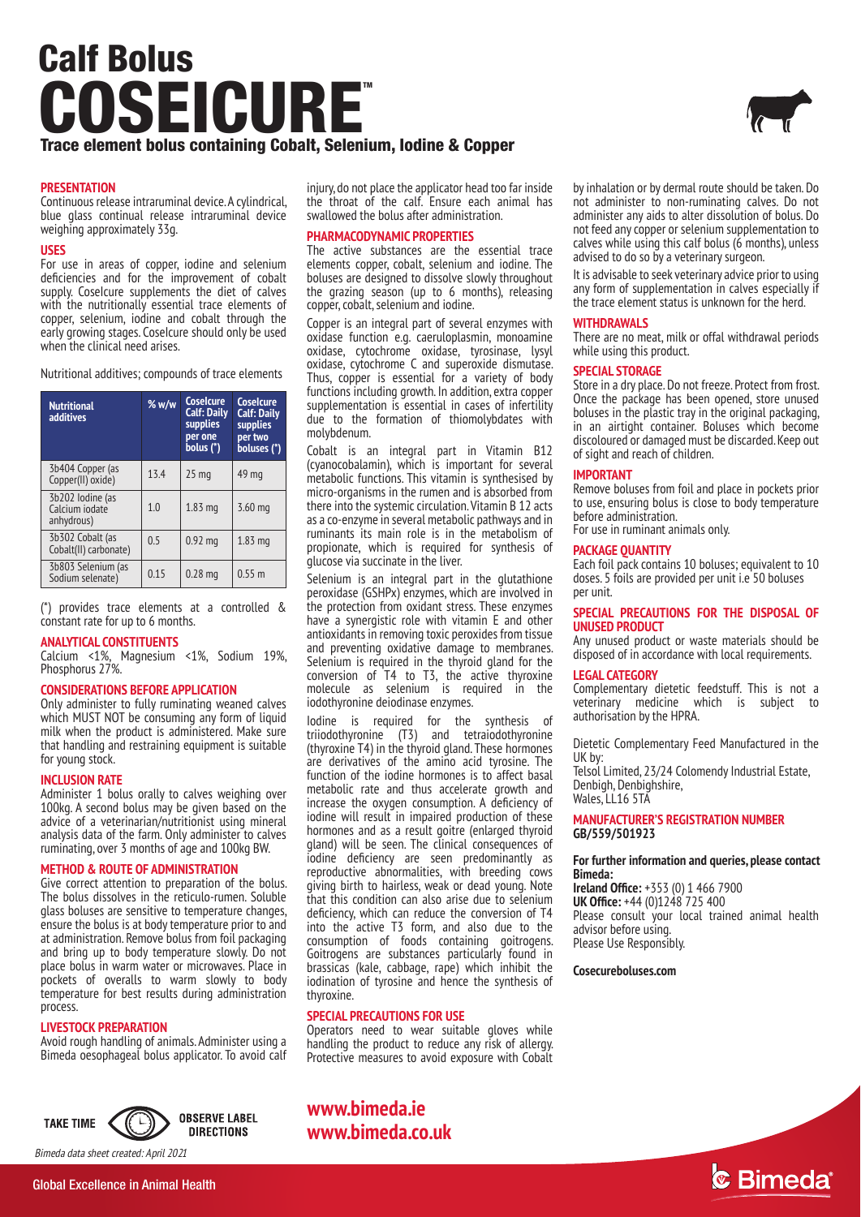# Calf Bolus

# COSEICURE™

## Trace element bolus containing Cobalt, Selenium, Iodine & Copper

### PRESENTATION

Continuous release intraruminal device. A cylindrical, blue glass continual release intraruminal device weighing approximately 33g.

### USES

For use in areas of copper, iodine and selenium deficiencies and for the improvement of cobalt supply. CoseIcure supplements the diet of calves with the nutritionally essential trace elements of copper, selenium, iodine and cobalt through the early growing stages. CoseIcure should only be used when the clinical need arises.

Nutritional additives; compounds of trace elements

| Nutritional additives | % w/w | Coselcure Calf: Daily supplies per one bolus (*) | Coselcure Calf: Daily supplies per two boluses (*) |
|---|---|---|---|
| 3b404 Copper (as Copper(II) oxide) | 13.4 | 25 mg | 49 mg |
| 3b202 Iodine (as Calcium iodate anhydrous) | 1.0 | 1.83 mg | 3.60 mg |
| 3b302 Cobalt (as Cobalt(II) carbonate) | 0.5 | 0.92 mg | 1.83 mg |
| 3b803 Selenium (as Sodium selenate) | 0.15 | 0.28 mg | 0.55 m |

(*) provides trace elements at a controlled & constant rate for up to 6 months.

### ANALYTICAL CONSTITUENTS

Calcium <1%, Magnesium <1%, Sodium 19%, Phosphorus 27%.

### CONSIDERATIONS BEFORE APPLICATION

Only administer to fully ruminating weaned calves which MUST NOT be consuming any form of liquid milk when the product is administered. Make sure that handling and restraining equipment is suitable for young stock.

### INCLUSION RATE

Administer 1 bolus orally to calves weighing over 100kg. A second bolus may be given based on the advice of a veterinarian/nutritionist using mineral analysis data of the farm. Only administer to calves ruminating, over 3 months of age and 100kg BW.

### METHOD & ROUTE OF ADMINISTRATION

Give correct attention to preparation of the bolus. The bolus dissolves in the reticulo-rumen. Soluble glass boluses are sensitive to temperature changes, ensure the bolus is at body temperature prior to and at administration. Remove bolus from foil packaging and bring up to body temperature slowly. Do not place bolus in warm water or microwaves. Place in pockets of overalls to warm slowly to body temperature for best results during administration process.

### LIVESTOCK PREPARATION

Avoid rough handling of animals. Administer using a Bimeda oesophageal bolus applicator. To avoid calf injury, do not place the applicator head too far inside the throat of the calf. Ensure each animal has swallowed the bolus after administration.

### PHARMACODYNAMIC PROPERTIES

The active substances are the essential trace elements copper, cobalt, selenium and iodine. The boluses are designed to dissolve slowly throughout the grazing season (up to 6 months), releasing copper, cobalt, selenium and iodine.

Copper is an integral part of several enzymes with oxidase function e.g. caeruloplasmin, monoamine oxidase, cytochrome oxidase, tyrosinase, lysyl oxidase, cytochrome C and superoxide dismutase. Thus, copper is essential for a variety of body functions including growth. In addition, extra copper supplementation is essential in cases of infertility due to the formation of thiomolybdates with molybdenum.

Cobalt is an integral part in Vitamin B12 (cyanocobalamin), which is important for several metabolic functions. This vitamin is synthesised by micro-organisms in the rumen and is absorbed from there into the systemic circulation. Vitamin B 12 acts as a co-enzyme in several metabolic pathways and in ruminants its main role is in the metabolism of propionate, which is required for synthesis of glucose via succinate in the liver.

Selenium is an integral part in the glutathione peroxidase (GSHPx) enzymes, which are involved in the protection from oxidant stress. These enzymes have a synergistic role with vitamin E and other antioxidants in removing toxic peroxides from tissue and preventing oxidative damage to membranes. Selenium is required in the thyroid gland for the conversion of T4 to T3, the active thyroxine molecule as selenium is required in the iodothyronine deiodinase enzymes.

Iodine is required for the synthesis of triiodothyronine (T3) and tetraiodothyronine (thyroxine T4) in the thyroid gland. These hormones are derivatives of the amino acid tyrosine. The function of the iodine hormones is to affect basal metabolic rate and thus accelerate growth and increase the oxygen consumption. A deficiency of iodine will result in impaired production of these hormones and as a result goitre (enlarged thyroid gland) will be seen. The clinical consequences of iodine deficiency are seen predominantly as reproductive abnormalities, with breeding cows giving birth to hairless, weak or dead young. Note that this condition can also arise due to selenium deficiency, which can reduce the conversion of T4 into the active T3 form, and also due to the consumption of foods containing goitrogens. Goitrogens are substances particularly found in brassicas (kale, cabbage, rape) which inhibit the iodination of tyrosine and hence the synthesis of thyroxine.

### SPECIAL PRECAUTIONS FOR USE

Operators need to wear suitable gloves while handling the product to reduce any risk of allergy. Protective measures to avoid exposure with Cobalt by inhalation or by dermal route should be taken. Do not administer to non-ruminating calves. Do not administer any aids to alter dissolution of bolus. Do not feed any copper or selenium supplementation to calves while using this calf bolus (6 months), unless advised to do so by a veterinary surgeon.

It is advisable to seek veterinary advice prior to using any form of supplementation in calves especially if the trace element status is unknown for the herd.

### WITHDRAWALS

There are no meat, milk or offal withdrawal periods while using this product.

### SPECIAL STORAGE

Store in a dry place. Do not freeze. Protect from frost. Once the package has been opened, store unused boluses in the plastic tray in the original packaging, in an airtight container. Boluses which become discoloured or damaged must be discarded. Keep out of sight and reach of children.

### IMPORTANT

Remove boluses from foil and place in pockets prior to use, ensuring bolus is close to body temperature before administration.
For use in ruminant animals only.

### PACKAGE QUANTITY

Each foil pack contains 10 boluses; equivalent to 10 doses. 5 foils are provided per unit i.e 50 boluses per unit.

### SPECIAL PRECAUTIONS FOR THE DISPOSAL OF UNUSED PRODUCT

Any unused product or waste materials should be disposed of in accordance with local requirements.

### LEGAL CATEGORY

Complementary dietetic feedstuff. This is not a veterinary medicine which is subject to authorisation by the HPRA.

Dietetic Complementary Feed Manufactured in the UK by:
Telsol Limited, 23/24 Colomendy Industrial Estate, Denbigh, Denbighshire, Wales, LL16 5TA

### MANUFACTURER'S REGISTRATION NUMBER

**GB/559/501923**

**For further information and queries, please contact Bimeda:**
**Ireland Office:** +353 (0) 1 466 7900
**UK Office:** +44 (0)1248 725 400
Please consult your local trained animal health advisor before using.
Please Use Responsibly.

**Cosecureboluses.com**

TAKE TIME OBSERVE LABEL DIRECTIONS

*Bimeda data sheet created: April 2021*

**www.bimeda.ie**
**www.bimeda.co.uk**

Global Excellence in Animal Health

Bimeda